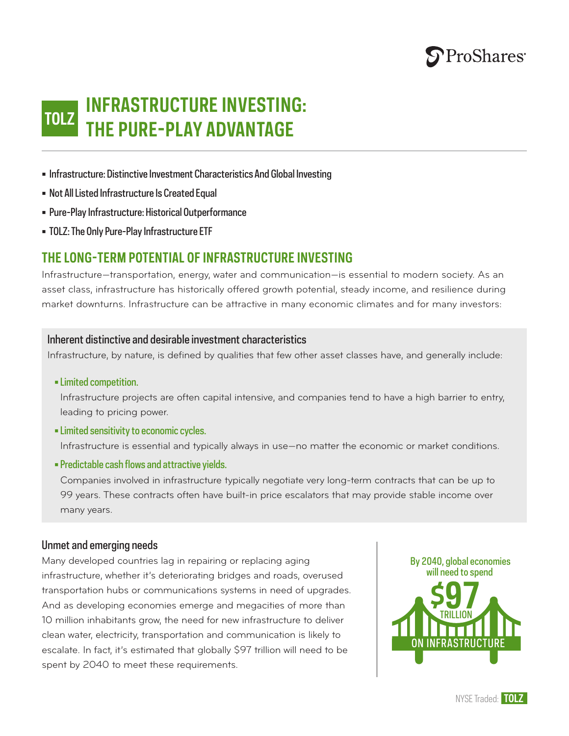# INFRASTRUCTURE INVESTING: THE PURE-PLAY ADVANTAGE

TOLZ

- Infrastructure: Distinctive Investment Characteristics And Global Investing
- Not All Listed Infrastructure Is Created Equal
- Pure-Play Infrastructure: Historical Outperformance
- TOLZ: The Only Pure-Play Infrastructure ETF

## THE LONG-TERM POTENTIAL OF INFRASTRUCTURE INVESTING

Infrastructure—transportation, energy, water and communication—is essential to modern society. As an asset class, infrastructure has historically offered growth potential, steady income, and resilience during market downturns. Infrastructure can be attractive in many economic climates and for many investors:

### Inherent distinctive and desirable investment characteristics

Infrastructure, by nature, is defined by qualities that few other asset classes have, and generally include:

- **Limited competition.**
  Infrastructure projects are often capital intensive, and companies tend to have a high barrier to entry, leading to pricing power.
- **Limited sensitivity to economic cycles.**
  Infrastructure is essential and typically always in use—no matter the economic or market conditions.
- **Predictable cash flows and attractive yields.**
  Companies involved in infrastructure typically negotiate very long-term contracts that can be up to 99 years. These contracts often have built-in price escalators that may provide stable income over many years.

### Unmet and emerging needs

Many developed countries lag in repairing or replacing aging infrastructure, whether it's deteriorating bridges and roads, overused transportation hubs or communications systems in need of upgrades. And as developing economies emerge and megacities of more than 10 million inhabitants grow, the need for new infrastructure to deliver clean water, electricity, transportation and communication is likely to escalate. In fact, it's estimated that globally $97 trillion will need to be spent by 2040 to meet these requirements.

By 2040, global economies will need to spend **$97 TRILLION** ON INFRASTRUCTURE

NYSE Traded: TOLZ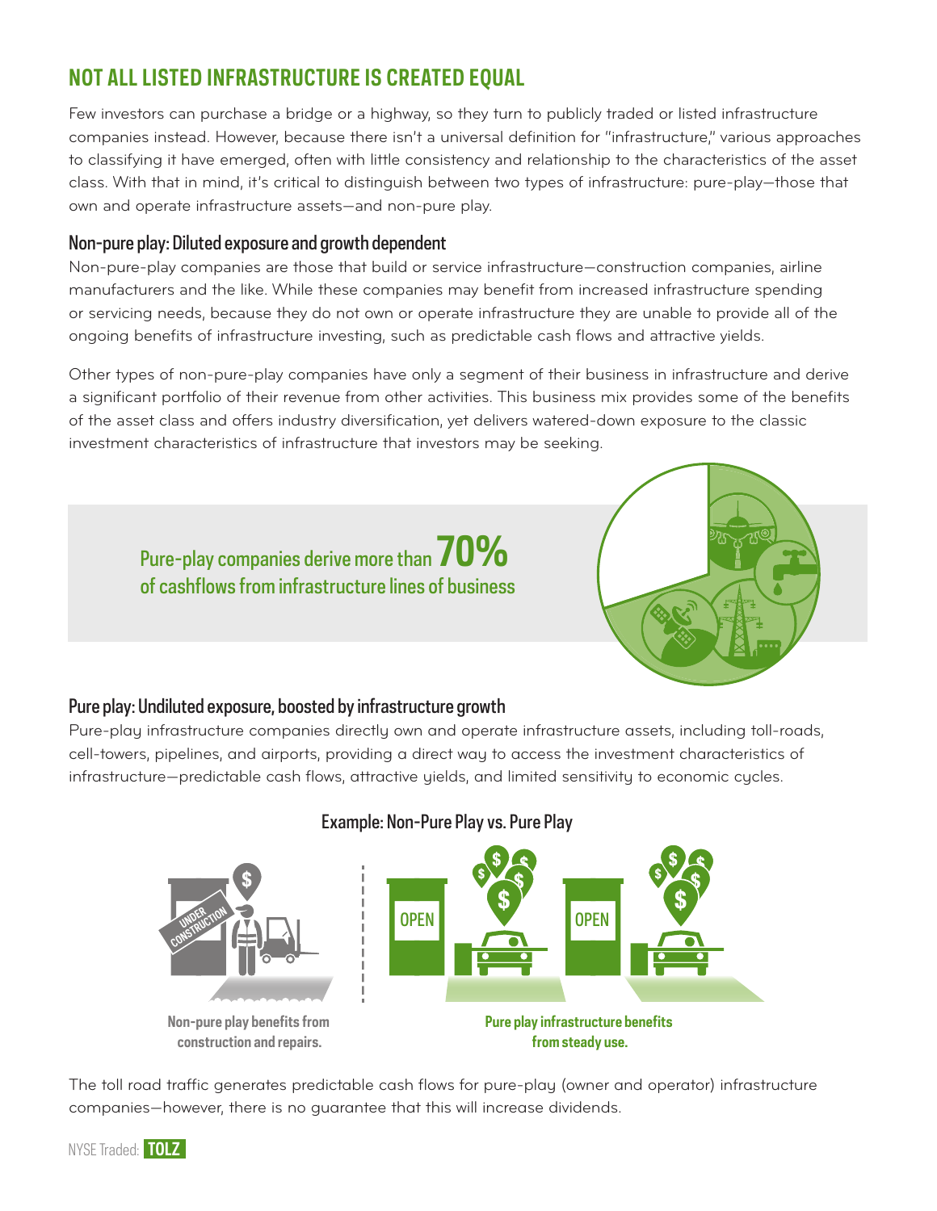# NOT ALL LISTED INFRASTRUCTURE IS CREATED EQUAL

Few investors can purchase a bridge or a highway, so they turn to publicly traded or listed infrastructure companies instead. However, because there isn't a universal definition for "infrastructure," various approaches to classifying it have emerged, often with little consistency and relationship to the characteristics of the asset class. With that in mind, it's critical to distinguish between two types of infrastructure: pure-play—those that own and operate infrastructure assets—and non-pure play.

## Non-pure play: Diluted exposure and growth dependent

Non-pure-play companies are those that build or service infrastructure—construction companies, airline manufacturers and the like. While these companies may benefit from increased infrastructure spending or servicing needs, because they do not own or operate infrastructure they are unable to provide all of the ongoing benefits of infrastructure investing, such as predictable cash flows and attractive yields.

Other types of non-pure-play companies have only a segment of their business in infrastructure and derive a significant portfolio of their revenue from other activities. This business mix provides some of the benefits of the asset class and offers industry diversification, yet delivers watered-down exposure to the classic investment characteristics of infrastructure that investors may be seeking.

Pure-play companies derive more than **70%** of cashflows from infrastructure lines of business

## Pure play: Undiluted exposure, boosted by infrastructure growth

Pure-play infrastructure companies directly own and operate infrastructure assets, including toll-roads, cell-towers, pipelines, and airports, providing a direct way to access the investment characteristics of infrastructure—predictable cash flows, attractive yields, and limited sensitivity to economic cycles.

### Example: Non-Pure Play vs. Pure Play

**Non-pure play benefits from construction and repairs.**

**Pure play infrastructure benefits from steady use.**

The toll road traffic generates predictable cash flows for pure-play (owner and operator) infrastructure companies—however, there is no guarantee that this will increase dividends.

NYSE Traded: **TOLZ**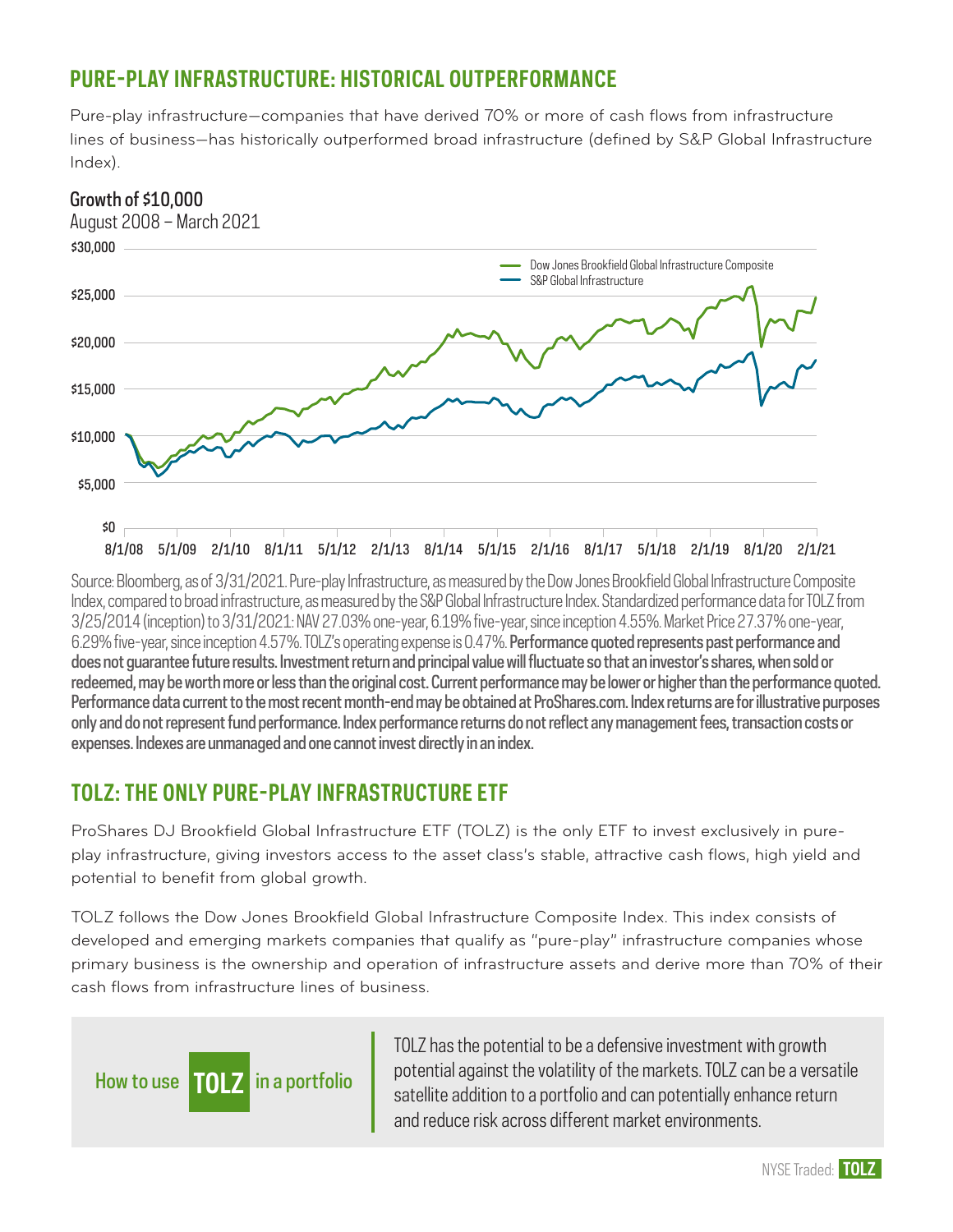## PURE-PLAY INFRASTRUCTURE: HISTORICAL OUTPERFORMANCE

Pure-play infrastructure—companies that have derived 70% or more of cash flows from infrastructure lines of business—has historically outperformed broad infrastructure (defined by S&P Global Infrastructure Index).

**Growth of $10,000**

August 2008 – March 2021

Source: Bloomberg, as of 3/31/2021. Pure-play Infrastructure, as measured by the Dow Jones Brookfield Global Infrastructure Composite Index, compared to broad infrastructure, as measured by the S&P Global Infrastructure Index. Standardized performance data for TOLZ from 3/25/2014 (inception) to 3/31/2021: NAV 27.03% one-year, 6.19% five-year, since inception 4.55%. Market Price 27.37% one-year, 6.29% five-year, since inception 4.57%. TOLZ's operating expense is 0.47%. **Performance quoted represents past performance and does not guarantee future results. Investment return and principal value will fluctuate so that an investor's shares, when sold or redeemed, may be worth more or less than the original cost. Current performance may be lower or higher than the performance quoted. Performance data current to the most recent month-end may be obtained at ProShares.com. Index returns are for illustrative purposes only and do not represent fund performance. Index performance returns do not reflect any management fees, transaction costs or expenses. Indexes are unmanaged and one cannot invest directly in an index.**

## TOLZ: THE ONLY PURE-PLAY INFRASTRUCTURE ETF

ProShares DJ Brookfield Global Infrastructure ETF (TOLZ) is the only ETF to invest exclusively in pure-play infrastructure, giving investors access to the asset class's stable, attractive cash flows, high yield and potential to benefit from global growth.

TOLZ follows the Dow Jones Brookfield Global Infrastructure Composite Index. This index consists of developed and emerging markets companies that qualify as "pure-play" infrastructure companies whose primary business is the ownership and operation of infrastructure assets and derive more than 70% of their cash flows from infrastructure lines of business.

**How to use TOLZ in a portfolio**

TOLZ has the potential to be a defensive investment with growth potential against the volatility of the markets. TOLZ can be a versatile satellite addition to a portfolio and can potentially enhance return and reduce risk across different market environments.

NYSE Traded: **TOLZ**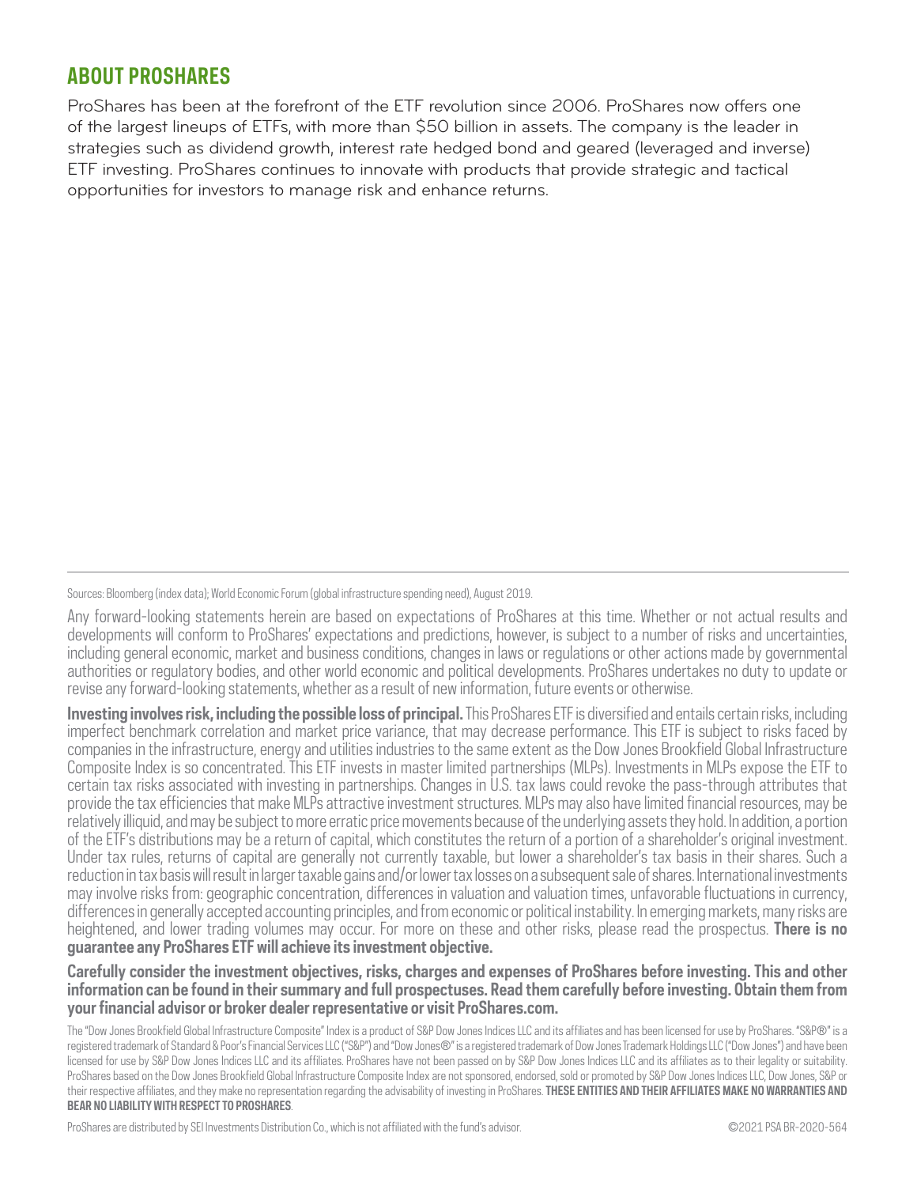## ABOUT PROSHARES

ProShares has been at the forefront of the ETF revolution since 2006. ProShares now offers one of the largest lineups of ETFs, with more than $50 billion in assets. The company is the leader in strategies such as dividend growth, interest rate hedged bond and geared (leveraged and inverse) ETF investing. ProShares continues to innovate with products that provide strategic and tactical opportunities for investors to manage risk and enhance returns.

---

Sources: Bloomberg (index data); World Economic Forum (global infrastructure spending need), August 2019.

Any forward-looking statements herein are based on expectations of ProShares at this time. Whether or not actual results and developments will conform to ProShares' expectations and predictions, however, is subject to a number of risks and uncertainties, including general economic, market and business conditions, changes in laws or regulations or other actions made by governmental authorities or regulatory bodies, and other world economic and political developments. ProShares undertakes no duty to update or revise any forward-looking statements, whether as a result of new information, future events or otherwise.

**Investing involves risk, including the possible loss of principal.** This ProShares ETF is diversified and entails certain risks, including imperfect benchmark correlation and market price variance, that may decrease performance. This ETF is subject to risks faced by companies in the infrastructure, energy and utilities industries to the same extent as the Dow Jones Brookfield Global Infrastructure Composite Index is so concentrated. This ETF invests in master limited partnerships (MLPs). Investments in MLPs expose the ETF to certain tax risks associated with investing in partnerships. Changes in U.S. tax laws could revoke the pass-through attributes that provide the tax efficiencies that make MLPs attractive investment structures. MLPs may also have limited financial resources, may be relatively illiquid, and may be subject to more erratic price movements because of the underlying assets they hold. In addition, a portion of the ETF's distributions may be a return of capital, which constitutes the return of a portion of a shareholder's original investment. Under tax rules, returns of capital are generally not currently taxable, but lower a shareholder's tax basis in their shares. Such a reduction in tax basis will result in larger taxable gains and/or lower tax losses on a subsequent sale of shares. International investments may involve risks from: geographic concentration, differences in valuation and valuation times, unfavorable fluctuations in currency, differences in generally accepted accounting principles, and from economic or political instability. In emerging markets, many risks are heightened, and lower trading volumes may occur. For more on these and other risks, please read the prospectus. **There is no guarantee any ProShares ETF will achieve its investment objective.**

**Carefully consider the investment objectives, risks, charges and expenses of ProShares before investing. This and other information can be found in their summary and full prospectuses. Read them carefully before investing. Obtain them from your financial advisor or broker dealer representative or visit ProShares.com.**

The "Dow Jones Brookfield Global Infrastructure Composite" Index is a product of S&P Dow Jones Indices LLC and its affiliates and has been licensed for use by ProShares. "S&P®" is a registered trademark of Standard & Poor's Financial Services LLC ("S&P") and "Dow Jones®" is a registered trademark of Dow Jones Trademark Holdings LLC ("Dow Jones") and have been licensed for use by S&P Dow Jones Indices LLC and its affiliates. ProShares have not been passed on by S&P Dow Jones Indices LLC and its affiliates as to their legality or suitability. ProShares based on the Dow Jones Brookfield Global Infrastructure Composite Index are not sponsored, endorsed, sold or promoted by S&P Dow Jones Indices LLC, Dow Jones, S&P or their respective affiliates, and they make no representation regarding the advisability of investing in ProShares. **THESE ENTITIES AND THEIR AFFILIATES MAKE NO WARRANTIES AND BEAR NO LIABILITY WITH RESPECT TO PROSHARES**.

ProShares are distributed by SEI Investments Distribution Co., which is not affiliated with the fund's advisor. ©2021 PSA BR-2020-564